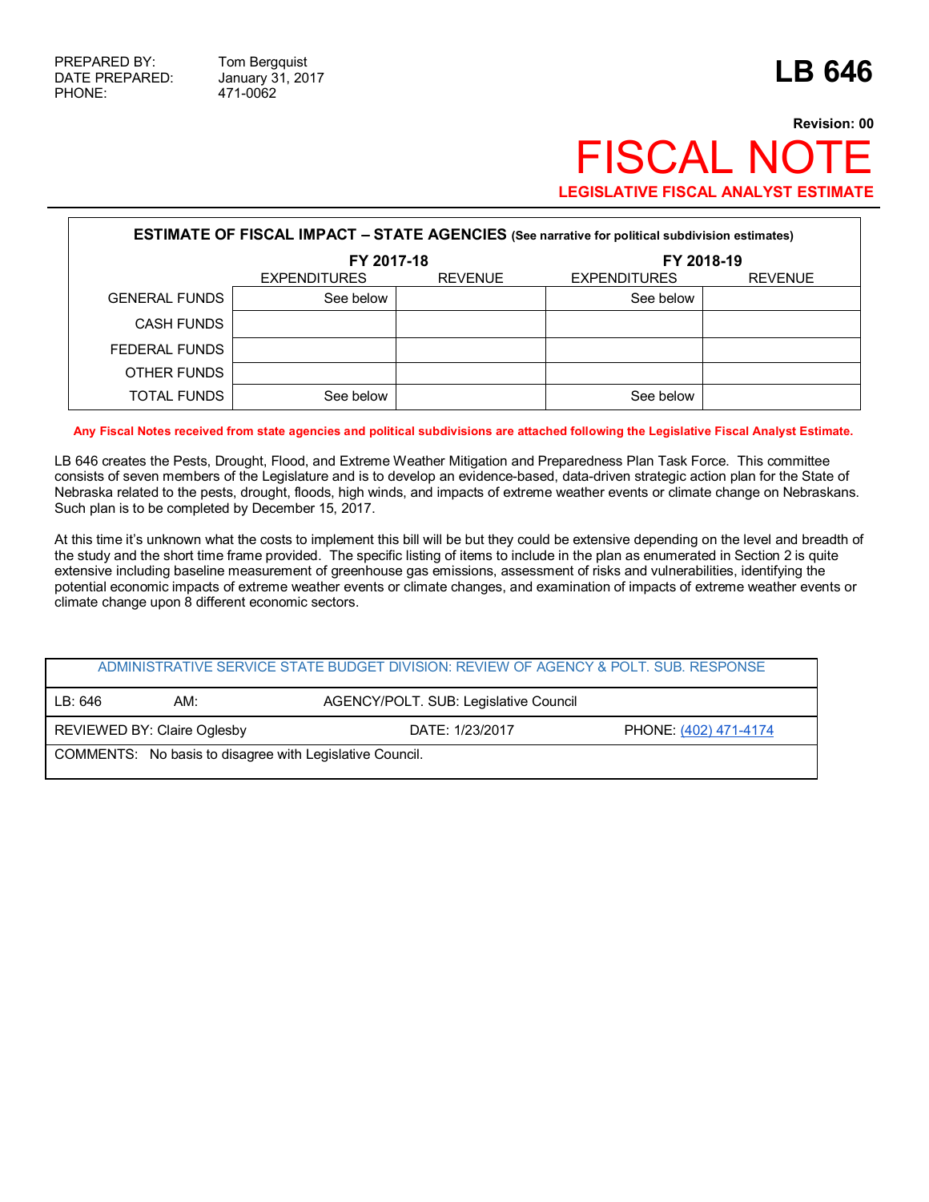PREPARED BY: Tom Bergquist
DATE PREPARED: January 31, 2017
PHONE: 471-0062

# LB 646

**Revision: 00**

# FISCAL NOTE

**LEGISLATIVE FISCAL ANALYST ESTIMATE**

| **ESTIMATE OF FISCAL IMPACT – STATE AGENCIES** (See narrative for political subdivision estimates) | | | | |
|---|---|---|---|---|
| | **FY 2017-18** | | **FY 2018-19** | |
| | EXPENDITURES | REVENUE | EXPENDITURES | REVENUE |
| GENERAL FUNDS | See below | | See below | |
| CASH FUNDS | | | | |
| FEDERAL FUNDS | | | | |
| OTHER FUNDS | | | | |
| TOTAL FUNDS | See below | | See below | |

**Any Fiscal Notes received from state agencies and political subdivisions are attached following the Legislative Fiscal Analyst Estimate.**

LB 646 creates the Pests, Drought, Flood, and Extreme Weather Mitigation and Preparedness Plan Task Force. This committee consists of seven members of the Legislature and is to develop an evidence-based, data-driven strategic action plan for the State of Nebraska related to the pests, drought, floods, high winds, and impacts of extreme weather events or climate change on Nebraskans. Such plan is to be completed by December 15, 2017.

At this time it's unknown what the costs to implement this bill will be but they could be extensive depending on the level and breadth of the study and the short time frame provided. The specific listing of items to include in the plan as enumerated in Section 2 is quite extensive including baseline measurement of greenhouse gas emissions, assessment of risks and vulnerabilities, identifying the potential economic impacts of extreme weather events or climate changes, and examination of impacts of extreme weather events or climate change upon 8 different economic sectors.

| ADMINISTRATIVE SERVICE STATE BUDGET DIVISION: REVIEW OF AGENCY & POLT. SUB. RESPONSE | | | |
|---|---|---|---|
| LB: 646 | AM: | AGENCY/POLT. SUB: Legislative Council | |
| REVIEWED BY: Claire Oglesby | | DATE: 1/23/2017 | PHONE: (402) 471-4174 |
| COMMENTS: No basis to disagree with Legislative Council. | | | |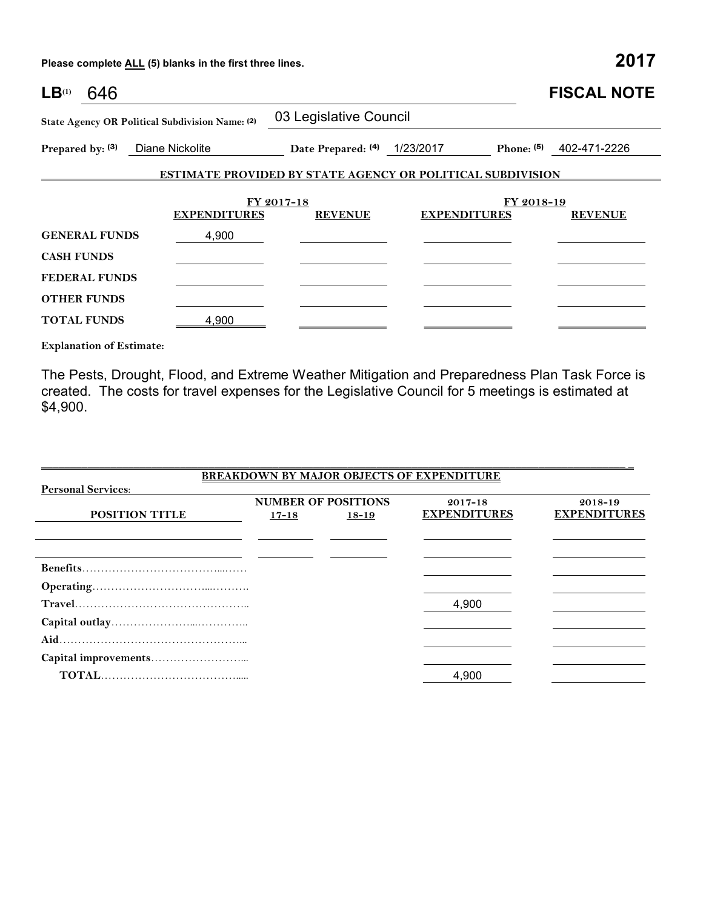Please complete ALL (5) blanks in the first three lines.

**2017**

# LB[1] 646 FISCAL NOTE

**State Agency OR Political Subdivision Name: (2)** 03 Legislative Council

**Prepared by: (3)** Diane Nickolite **Date Prepared: (4)** 1/23/2017 **Phone: (5)** 402-471-2226

## ESTIMATE PROVIDED BY STATE AGENCY OR POLITICAL SUBDIVISION

| | FY 2017-18 | | FY 2018-19 | |
|---|---|---|---|---|
| | **EXPENDITURES** | **REVENUE** | **EXPENDITURES** | **REVENUE** |
| **GENERAL FUNDS** | 4,900 | | | |
| **CASH FUNDS** | | | | |
| **FEDERAL FUNDS** | | | | |
| **OTHER FUNDS** | | | | |
| **TOTAL FUNDS** | 4,900 | | | |

**Explanation of Estimate:**

The Pests, Drought, Flood, and Extreme Weather Mitigation and Preparedness Plan Task Force is created. The costs for travel expenses for the Legislative Council for 5 meetings is estimated at $4,900.

## BREAKDOWN BY MAJOR OBJECTS OF EXPENDITURE

**Personal Services:**

| POSITION TITLE | NUMBER OF POSITIONS 17-18 | NUMBER OF POSITIONS 18-19 | 2017-18 EXPENDITURES | 2018-19 EXPENDITURES |
|---|---|---|---|---|
| | | | | |
| | | | | |
| **Benefits** | | | | |
| **Operating** | | | | |
| **Travel** | | | 4,900 | |
| **Capital outlay** | | | | |
| **Aid** | | | | |
| **Capital improvements** | | | | |
| **TOTAL** | | | 4,900 | |